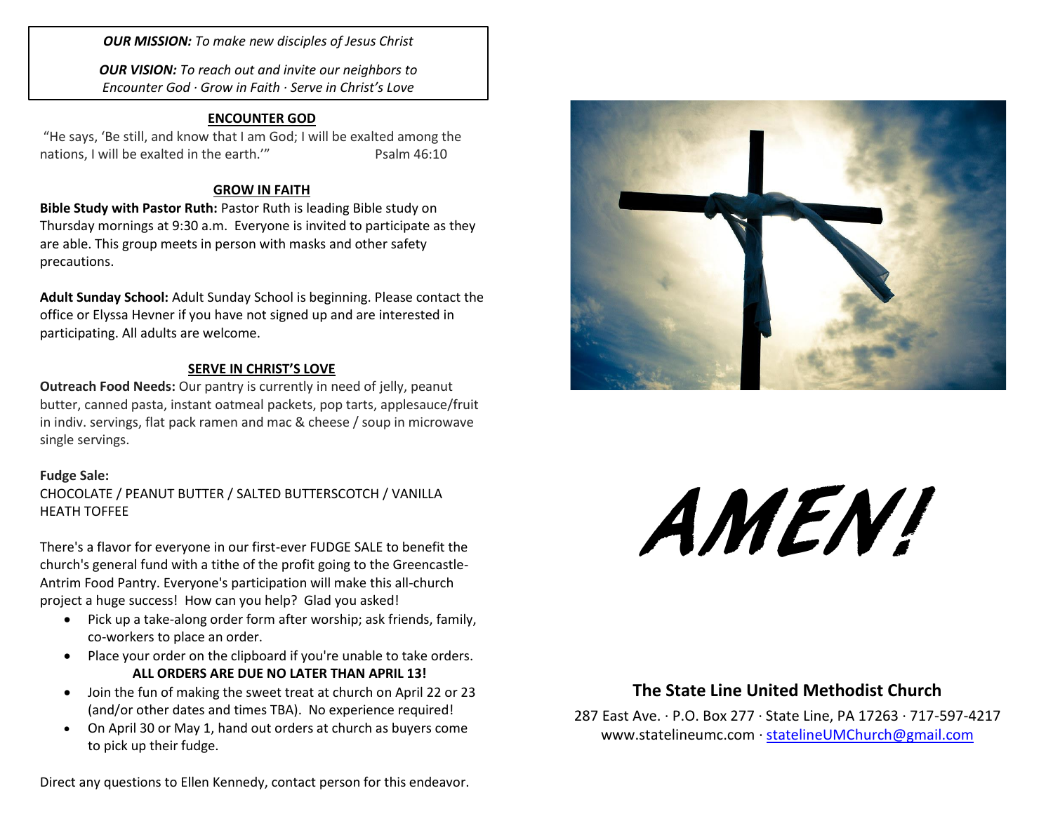***OUR MISSION:*** *To make new disciples of Jesus Christ*

***OUR VISION:*** *To reach out and invite our neighbors to Encounter God · Grow in Faith · Serve in Christ's Love*

## ENCOUNTER GOD

"He says, 'Be still, and know that I am God; I will be exalted among the nations, I will be exalted in the earth.'" Psalm 46:10

## GROW IN FAITH

**Bible Study with Pastor Ruth:** Pastor Ruth is leading Bible study on Thursday mornings at 9:30 a.m. Everyone is invited to participate as they are able. This group meets in person with masks and other safety precautions.

**Adult Sunday School:** Adult Sunday School is beginning. Please contact the office or Elyssa Hevner if you have not signed up and are interested in participating. All adults are welcome.

## SERVE IN CHRIST'S LOVE

**Outreach Food Needs:** Our pantry is currently in need of jelly, peanut butter, canned pasta, instant oatmeal packets, pop tarts, applesauce/fruit in indiv. servings, flat pack ramen and mac & cheese / soup in microwave single servings.

**Fudge Sale:**
CHOCOLATE / PEANUT BUTTER / SALTED BUTTERSCOTCH / VANILLA HEATH TOFFEE

There's a flavor for everyone in our first-ever FUDGE SALE to benefit the church's general fund with a tithe of the profit going to the Greencastle-Antrim Food Pantry. Everyone's participation will make this all-church project a huge success! How can you help? Glad you asked!

- Pick up a take-along order form after worship; ask friends, family, co-workers to place an order.
- Place your order on the clipboard if you're unable to take orders. **ALL ORDERS ARE DUE NO LATER THAN APRIL 13!**
- Join the fun of making the sweet treat at church on April 22 or 23 (and/or other dates and times TBA). No experience required!
- On April 30 or May 1, hand out orders at church as buyers come to pick up their fudge.

Direct any questions to Ellen Kennedy, contact person for this endeavor.

# AMEN!

## The State Line United Methodist Church

287 East Ave. · P.O. Box 277 · State Line, PA 17263 · 717-597-4217
www.statelineumc.com · statelineUMChurch@gmail.com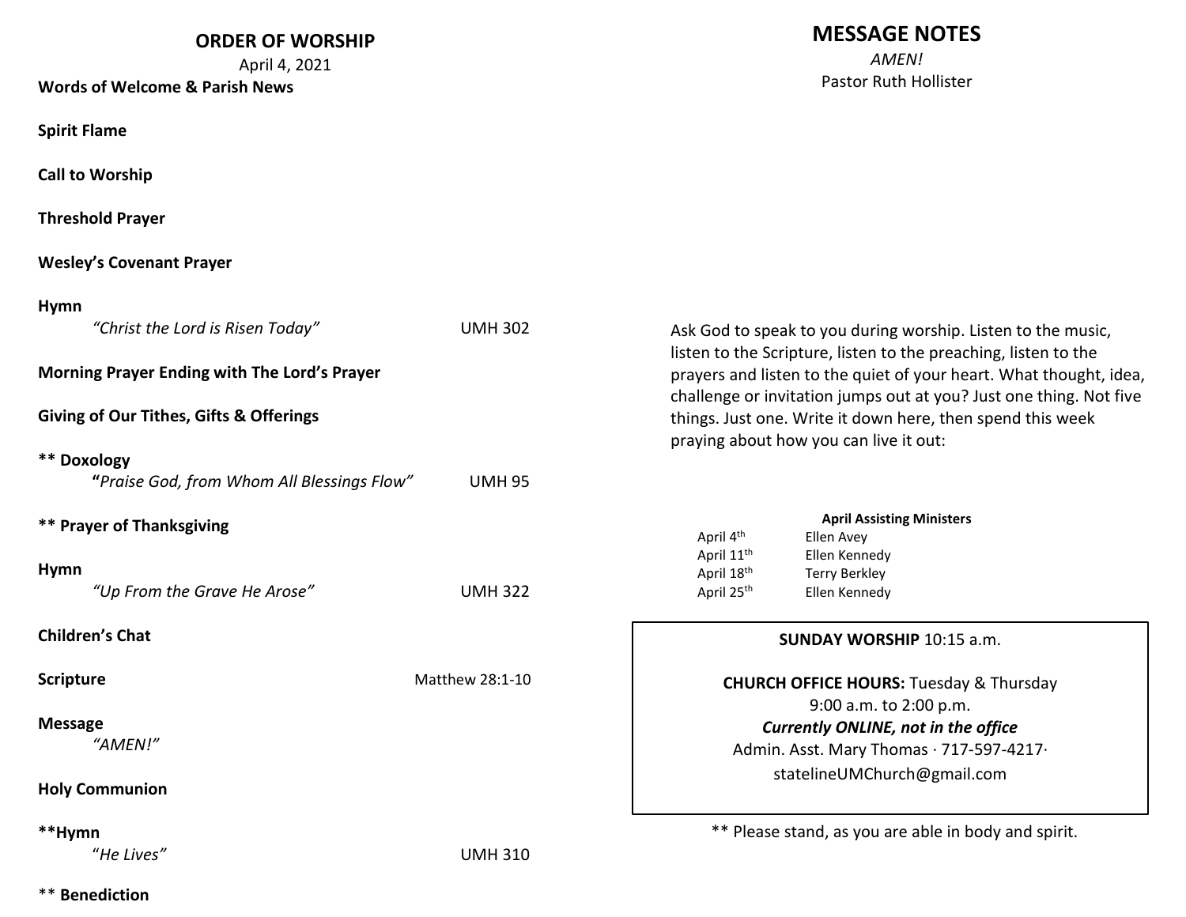## ORDER OF WORSHIP

April 4, 2021

**Words of Welcome & Parish News**

**Spirit Flame**

**Call to Worship**

**Threshold Prayer**

**Wesley's Covenant Prayer**

**Hymn**

*"Christ the Lord is Risen Today"* UMH 302

**Morning Prayer Ending with The Lord's Prayer**

**Giving of Our Tithes, Gifts & Offerings**

**\*\* Doxology**

**"***Praise God, from Whom All Blessings Flow"* UMH 95

**\*\* Prayer of Thanksgiving**

**Hymn**

*"Up From the Grave He Arose"* UMH 322

**Children's Chat**

**Scripture** Matthew 28:1-10

**Message**

*"AMEN!"*

**Holy Communion**

**\*\*Hymn**

"*He Lives"* UMH 310

\*\* **Benediction**

## MESSAGE NOTES

*AMEN!*

Pastor Ruth Hollister

Ask God to speak to you during worship. Listen to the music, listen to the Scripture, listen to the preaching, listen to the prayers and listen to the quiet of your heart. What thought, idea, challenge or invitation jumps out at you? Just one thing. Not five things. Just one. Write it down here, then spend this week praying about how you can live it out:

**April Assisting Ministers**

| | |
|---|---|
| April 4th | Ellen Avey |
| April 11th | Ellen Kennedy |
| April 18th | Terry Berkley |
| April 25th | Ellen Kennedy |

**SUNDAY WORSHIP** 10:15 a.m.

**CHURCH OFFICE HOURS:** Tuesday & Thursday 9:00 a.m. to 2:00 p.m.

***Currently ONLINE, not in the office***

Admin. Asst. Mary Thomas · 717-597-4217· statelineUMChurch@gmail.com

\*\* Please stand, as you are able in body and spirit.